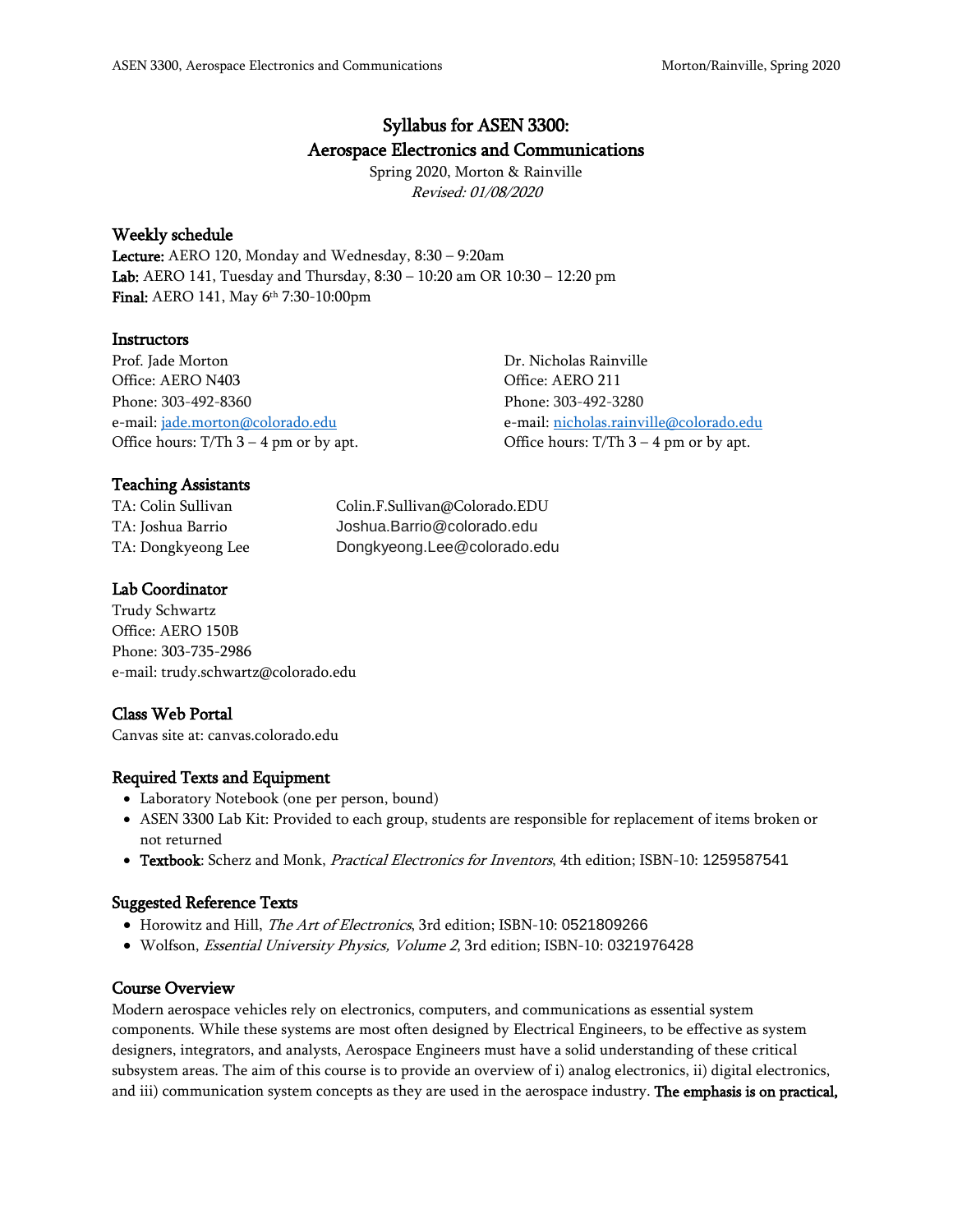# Syllabus for ASEN 3300: Aerospace Electronics and Communications

Spring 2020, Morton & Rainville

*Revised: 01/08/2020*

## Weekly schedule

**Lecture:** AERO 120, Monday and Wednesday, 8:30 – 9:20am
**Lab:** AERO 141, Tuesday and Thursday, 8:30 – 10:20 am OR 10:30 – 12:20 pm
**Final:** AERO 141, May 6th 7:30-10:00pm

## Instructors

Prof. Jade Morton
Office: AERO N403
Phone: 303-492-8360
e-mail: jade.morton@colorado.edu
Office hours: T/Th 3 – 4 pm or by apt.

Dr. Nicholas Rainville
Office: AERO 211
Phone: 303-492-3280
e-mail: nicholas.rainville@colorado.edu
Office hours: T/Th 3 – 4 pm or by apt.

## Teaching Assistants

TA: Colin Sullivan — Colin.F.Sullivan@Colorado.EDU
TA: Joshua Barrio — Joshua.Barrio@colorado.edu
TA: Dongkyeong Lee — Dongkyeong.Lee@colorado.edu

## Lab Coordinator

Trudy Schwartz
Office: AERO 150B
Phone: 303-735-2986
e-mail: trudy.schwartz@colorado.edu

## Class Web Portal

Canvas site at: canvas.colorado.edu

## Required Texts and Equipment

- Laboratory Notebook (one per person, bound)
- ASEN 3300 Lab Kit: Provided to each group, students are responsible for replacement of items broken or not returned
- **Textbook**: Scherz and Monk, *Practical Electronics for Inventors*, 4th edition; ISBN-10: 1259587541

## Suggested Reference Texts

- Horowitz and Hill, *The Art of Electronics*, 3rd edition; ISBN-10: 0521809266
- Wolfson, *Essential University Physics, Volume 2*, 3rd edition; ISBN-10: 0321976428

## Course Overview

Modern aerospace vehicles rely on electronics, computers, and communications as essential system components. While these systems are most often designed by Electrical Engineers, to be effective as system designers, integrators, and analysts, Aerospace Engineers must have a solid understanding of these critical subsystem areas. The aim of this course is to provide an overview of i) analog electronics, ii) digital electronics, and iii) communication system concepts as they are used in the aerospace industry. **The emphasis is on practical,**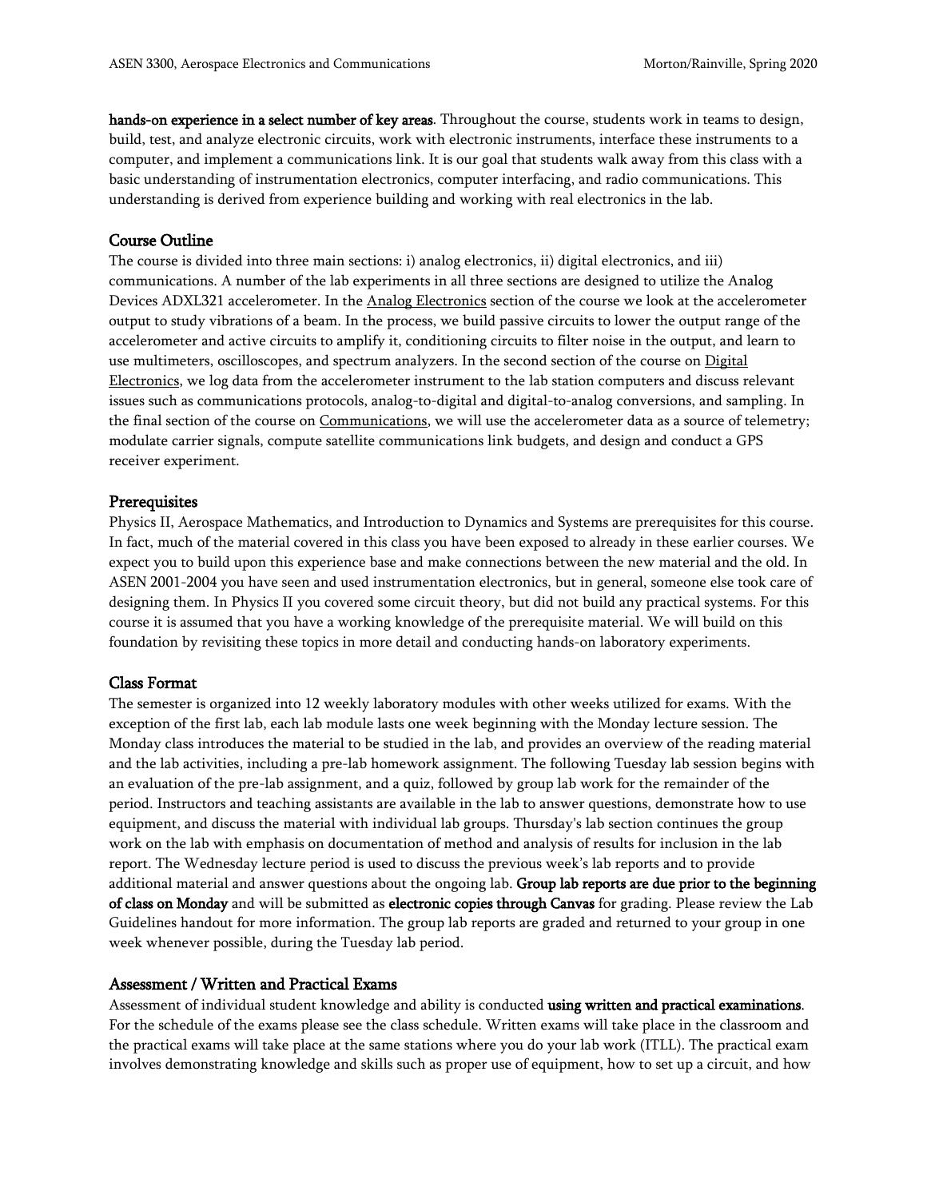**hands-on experience in a select number of key areas**. Throughout the course, students work in teams to design, build, test, and analyze electronic circuits, work with electronic instruments, interface these instruments to a computer, and implement a communications link. It is our goal that students walk away from this class with a basic understanding of instrumentation electronics, computer interfacing, and radio communications. This understanding is derived from experience building and working with real electronics in the lab.

## Course Outline

The course is divided into three main sections: i) analog electronics, ii) digital electronics, and iii) communications. A number of the lab experiments in all three sections are designed to utilize the Analog Devices ADXL321 accelerometer. In the Analog Electronics section of the course we look at the accelerometer output to study vibrations of a beam. In the process, we build passive circuits to lower the output range of the accelerometer and active circuits to amplify it, conditioning circuits to filter noise in the output, and learn to use multimeters, oscilloscopes, and spectrum analyzers. In the second section of the course on Digital Electronics, we log data from the accelerometer instrument to the lab station computers and discuss relevant issues such as communications protocols, analog-to-digital and digital-to-analog conversions, and sampling. In the final section of the course on Communications, we will use the accelerometer data as a source of telemetry; modulate carrier signals, compute satellite communications link budgets, and design and conduct a GPS receiver experiment.

## Prerequisites

Physics II, Aerospace Mathematics, and Introduction to Dynamics and Systems are prerequisites for this course. In fact, much of the material covered in this class you have been exposed to already in these earlier courses. We expect you to build upon this experience base and make connections between the new material and the old. In ASEN 2001-2004 you have seen and used instrumentation electronics, but in general, someone else took care of designing them. In Physics II you covered some circuit theory, but did not build any practical systems. For this course it is assumed that you have a working knowledge of the prerequisite material. We will build on this foundation by revisiting these topics in more detail and conducting hands-on laboratory experiments.

## Class Format

The semester is organized into 12 weekly laboratory modules with other weeks utilized for exams. With the exception of the first lab, each lab module lasts one week beginning with the Monday lecture session. The Monday class introduces the material to be studied in the lab, and provides an overview of the reading material and the lab activities, including a pre-lab homework assignment. The following Tuesday lab session begins with an evaluation of the pre-lab assignment, and a quiz, followed by group lab work for the remainder of the period. Instructors and teaching assistants are available in the lab to answer questions, demonstrate how to use equipment, and discuss the material with individual lab groups. Thursday's lab section continues the group work on the lab with emphasis on documentation of method and analysis of results for inclusion in the lab report. The Wednesday lecture period is used to discuss the previous week's lab reports and to provide additional material and answer questions about the ongoing lab. **Group lab reports are due prior to the beginning of class on Monday** and will be submitted as **electronic copies through Canvas** for grading. Please review the Lab Guidelines handout for more information. The group lab reports are graded and returned to your group in one week whenever possible, during the Tuesday lab period.

## Assessment / Written and Practical Exams

Assessment of individual student knowledge and ability is conducted **using written and practical examinations**. For the schedule of the exams please see the class schedule. Written exams will take place in the classroom and the practical exams will take place at the same stations where you do your lab work (ITLL). The practical exam involves demonstrating knowledge and skills such as proper use of equipment, how to set up a circuit, and how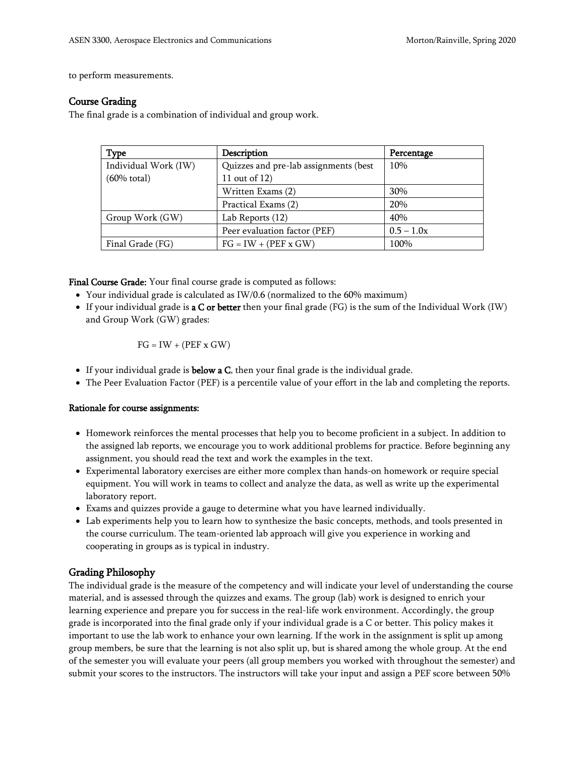to perform measurements.

## Course Grading

The final grade is a combination of individual and group work.

| Type | Description | Percentage |
| --- | --- | --- |
| Individual Work (IW) (60% total) | Quizzes and pre-lab assignments (best 11 out of 12) | 10% |
| | Written Exams (2) | 30% |
| | Practical Exams (2) | 20% |
| Group Work (GW) | Lab Reports (12) | 40% |
| | Peer evaluation factor (PEF) | 0.5 – 1.0x |
| Final Grade (FG) | FG = IW + (PEF x GW) | 100% |

**Final Course Grade:** Your final course grade is computed as follows:

- Your individual grade is calculated as IW/0.6 (normalized to the 60% maximum)
- If your individual grade is **a C or better** then your final grade (FG) is the sum of the Individual Work (IW) and Group Work (GW) grades:

  FG = IW + (PEF x GW)

- If your individual grade is **below a C**, then your final grade is the individual grade.
- The Peer Evaluation Factor (PEF) is a percentile value of your effort in the lab and completing the reports.

**Rationale for course assignments:**

- Homework reinforces the mental processes that help you to become proficient in a subject. In addition to the assigned lab reports, we encourage you to work additional problems for practice. Before beginning any assignment, you should read the text and work the examples in the text.
- Experimental laboratory exercises are either more complex than hands-on homework or require special equipment. You will work in teams to collect and analyze the data, as well as write up the experimental laboratory report.
- Exams and quizzes provide a gauge to determine what you have learned individually.
- Lab experiments help you to learn how to synthesize the basic concepts, methods, and tools presented in the course curriculum. The team-oriented lab approach will give you experience in working and cooperating in groups as is typical in industry.

## Grading Philosophy

The individual grade is the measure of the competency and will indicate your level of understanding the course material, and is assessed through the quizzes and exams. The group (lab) work is designed to enrich your learning experience and prepare you for success in the real-life work environment. Accordingly, the group grade is incorporated into the final grade only if your individual grade is a C or better. This policy makes it important to use the lab work to enhance your own learning. If the work in the assignment is split up among group members, be sure that the learning is not also split up, but is shared among the whole group. At the end of the semester you will evaluate your peers (all group members you worked with throughout the semester) and submit your scores to the instructors. The instructors will take your input and assign a PEF score between 50%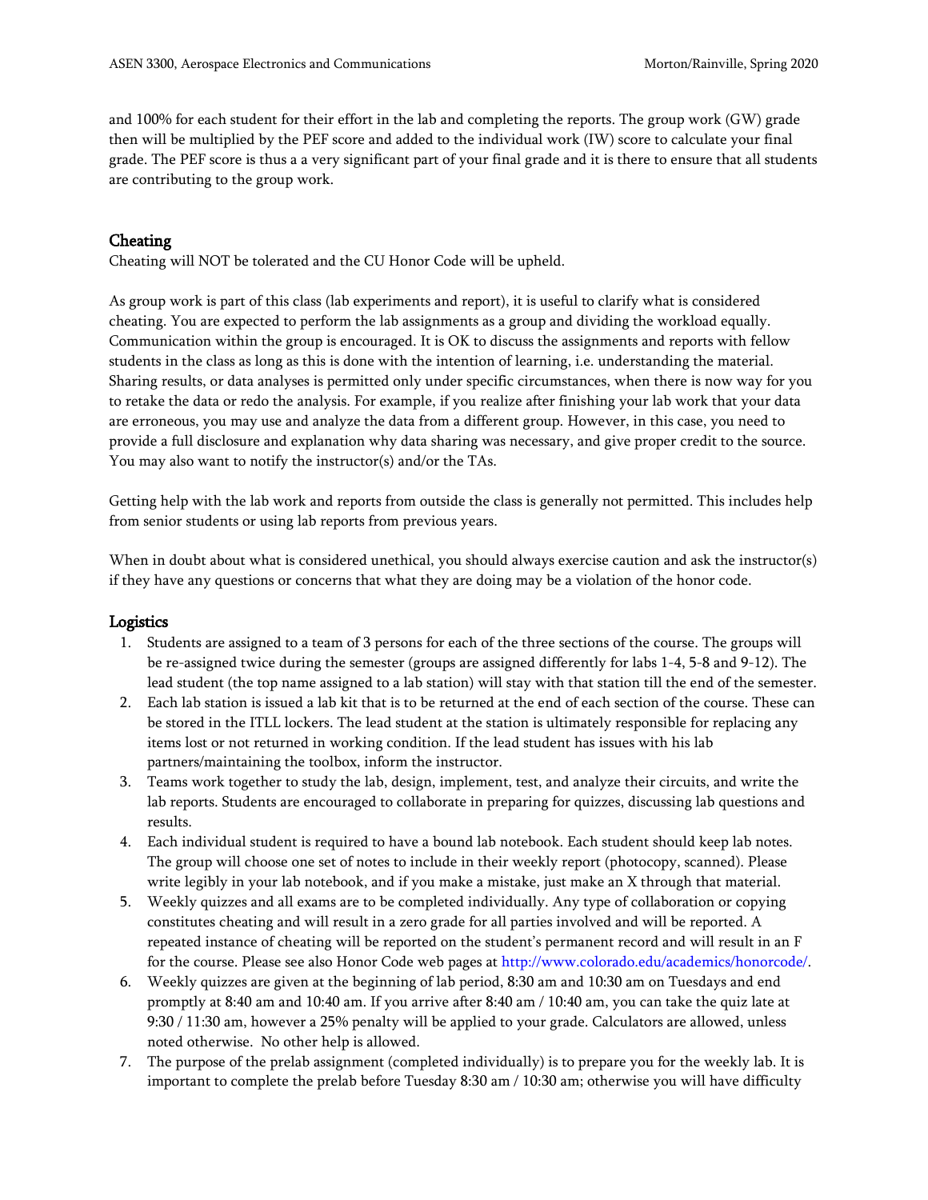and 100% for each student for their effort in the lab and completing the reports. The group work (GW) grade then will be multiplied by the PEF score and added to the individual work (IW) score to calculate your final grade. The PEF score is thus a a very significant part of your final grade and it is there to ensure that all students are contributing to the group work.

## Cheating

Cheating will NOT be tolerated and the CU Honor Code will be upheld.

As group work is part of this class (lab experiments and report), it is useful to clarify what is considered cheating. You are expected to perform the lab assignments as a group and dividing the workload equally. Communication within the group is encouraged. It is OK to discuss the assignments and reports with fellow students in the class as long as this is done with the intention of learning, i.e. understanding the material. Sharing results, or data analyses is permitted only under specific circumstances, when there is now way for you to retake the data or redo the analysis. For example, if you realize after finishing your lab work that your data are erroneous, you may use and analyze the data from a different group. However, in this case, you need to provide a full disclosure and explanation why data sharing was necessary, and give proper credit to the source. You may also want to notify the instructor(s) and/or the TAs.

Getting help with the lab work and reports from outside the class is generally not permitted. This includes help from senior students or using lab reports from previous years.

When in doubt about what is considered unethical, you should always exercise caution and ask the instructor(s) if they have any questions or concerns that what they are doing may be a violation of the honor code.

## Logistics

1. Students are assigned to a team of 3 persons for each of the three sections of the course. The groups will be re-assigned twice during the semester (groups are assigned differently for labs 1-4, 5-8 and 9-12). The lead student (the top name assigned to a lab station) will stay with that station till the end of the semester.
2. Each lab station is issued a lab kit that is to be returned at the end of each section of the course. These can be stored in the ITLL lockers. The lead student at the station is ultimately responsible for replacing any items lost or not returned in working condition. If the lead student has issues with his lab partners/maintaining the toolbox, inform the instructor.
3. Teams work together to study the lab, design, implement, test, and analyze their circuits, and write the lab reports. Students are encouraged to collaborate in preparing for quizzes, discussing lab questions and results.
4. Each individual student is required to have a bound lab notebook. Each student should keep lab notes. The group will choose one set of notes to include in their weekly report (photocopy, scanned). Please write legibly in your lab notebook, and if you make a mistake, just make an X through that material.
5. Weekly quizzes and all exams are to be completed individually. Any type of collaboration or copying constitutes cheating and will result in a zero grade for all parties involved and will be reported. A repeated instance of cheating will be reported on the student's permanent record and will result in an F for the course. Please see also Honor Code web pages at http://www.colorado.edu/academics/honorcode/.
6. Weekly quizzes are given at the beginning of lab period, 8:30 am and 10:30 am on Tuesdays and end promptly at 8:40 am and 10:40 am. If you arrive after 8:40 am / 10:40 am, you can take the quiz late at 9:30 / 11:30 am, however a 25% penalty will be applied to your grade. Calculators are allowed, unless noted otherwise. No other help is allowed.
7. The purpose of the prelab assignment (completed individually) is to prepare you for the weekly lab. It is important to complete the prelab before Tuesday 8:30 am / 10:30 am; otherwise you will have difficulty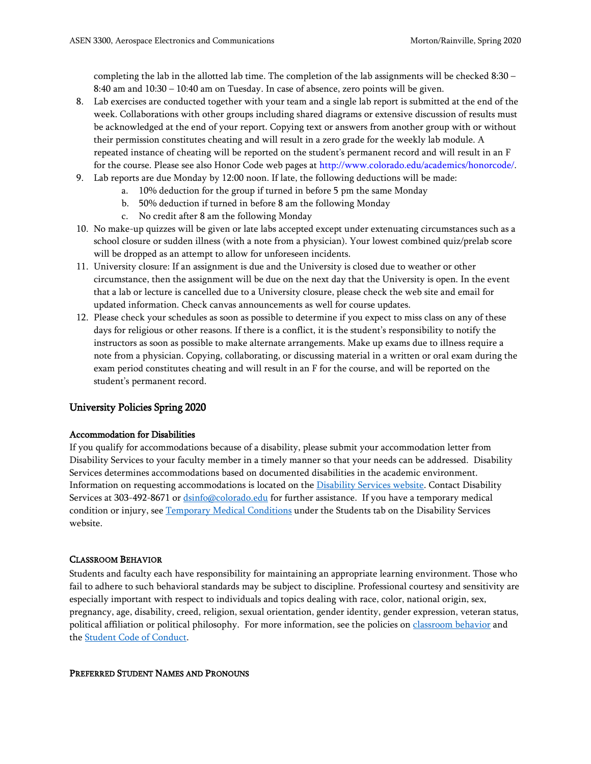completing the lab in the allotted lab time. The completion of the lab assignments will be checked 8:30 – 8:40 am and 10:30 – 10:40 am on Tuesday. In case of absence, zero points will be given.

8. Lab exercises are conducted together with your team and a single lab report is submitted at the end of the week. Collaborations with other groups including shared diagrams or extensive discussion of results must be acknowledged at the end of your report. Copying text or answers from another group with or without their permission constitutes cheating and will result in a zero grade for the weekly lab module. A repeated instance of cheating will be reported on the student's permanent record and will result in an F for the course. Please see also Honor Code web pages at http://www.colorado.edu/academics/honorcode/.
9. Lab reports are due Monday by 12:00 noon. If late, the following deductions will be made:
   a. 10% deduction for the group if turned in before 5 pm the same Monday
   b. 50% deduction if turned in before 8 am the following Monday
   c. No credit after 8 am the following Monday
10. No make-up quizzes will be given or late labs accepted except under extenuating circumstances such as a school closure or sudden illness (with a note from a physician). Your lowest combined quiz/prelab score will be dropped as an attempt to allow for unforeseen incidents.
11. University closure: If an assignment is due and the University is closed due to weather or other circumstance, then the assignment will be due on the next day that the University is open. In the event that a lab or lecture is cancelled due to a University closure, please check the web site and email for updated information. Check canvas announcements as well for course updates.
12. Please check your schedules as soon as possible to determine if you expect to miss class on any of these days for religious or other reasons. If there is a conflict, it is the student's responsibility to notify the instructors as soon as possible to make alternate arrangements. Make up exams due to illness require a note from a physician. Copying, collaborating, or discussing material in a written or oral exam during the exam period constitutes cheating and will result in an F for the course, and will be reported on the student's permanent record.

## University Policies Spring 2020

### Accommodation for Disabilities

If you qualify for accommodations because of a disability, please submit your accommodation letter from Disability Services to your faculty member in a timely manner so that your needs can be addressed. Disability Services determines accommodations based on documented disabilities in the academic environment. Information on requesting accommodations is located on the Disability Services website. Contact Disability Services at 303-492-8671 or dsinfo@colorado.edu for further assistance. If you have a temporary medical condition or injury, see Temporary Medical Conditions under the Students tab on the Disability Services website.

### Classroom Behavior

Students and faculty each have responsibility for maintaining an appropriate learning environment. Those who fail to adhere to such behavioral standards may be subject to discipline. Professional courtesy and sensitivity are especially important with respect to individuals and topics dealing with race, color, national origin, sex, pregnancy, age, disability, creed, religion, sexual orientation, gender identity, gender expression, veteran status, political affiliation or political philosophy. For more information, see the policies on classroom behavior and the Student Code of Conduct.

### Preferred Student Names and Pronouns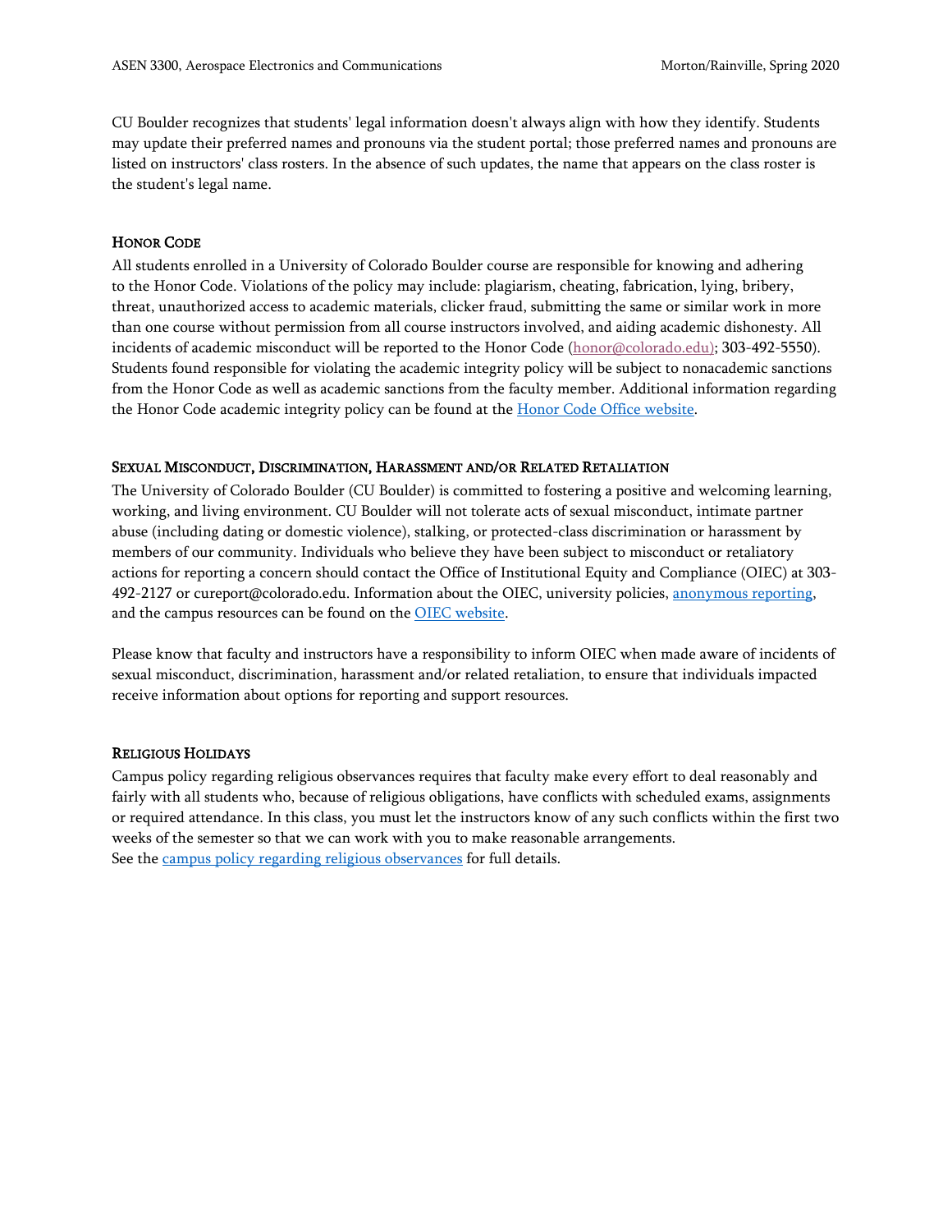CU Boulder recognizes that students' legal information doesn't always align with how they identify. Students may update their preferred names and pronouns via the student portal; those preferred names and pronouns are listed on instructors' class rosters. In the absence of such updates, the name that appears on the class roster is the student's legal name.

### Honor Code

All students enrolled in a University of Colorado Boulder course are responsible for knowing and adhering to the Honor Code. Violations of the policy may include: plagiarism, cheating, fabrication, lying, bribery, threat, unauthorized access to academic materials, clicker fraud, submitting the same or similar work in more than one course without permission from all course instructors involved, and aiding academic dishonesty. All incidents of academic misconduct will be reported to the Honor Code (honor@colorado.edu); 303-492-5550). Students found responsible for violating the academic integrity policy will be subject to nonacademic sanctions from the Honor Code as well as academic sanctions from the faculty member. Additional information regarding the Honor Code academic integrity policy can be found at the Honor Code Office website.

### Sexual Misconduct, Discrimination, Harassment and/or Related Retaliation

The University of Colorado Boulder (CU Boulder) is committed to fostering a positive and welcoming learning, working, and living environment. CU Boulder will not tolerate acts of sexual misconduct, intimate partner abuse (including dating or domestic violence), stalking, or protected-class discrimination or harassment by members of our community. Individuals who believe they have been subject to misconduct or retaliatory actions for reporting a concern should contact the Office of Institutional Equity and Compliance (OIEC) at 303-492-2127 or cureport@colorado.edu. Information about the OIEC, university policies, anonymous reporting, and the campus resources can be found on the OIEC website.

Please know that faculty and instructors have a responsibility to inform OIEC when made aware of incidents of sexual misconduct, discrimination, harassment and/or related retaliation, to ensure that individuals impacted receive information about options for reporting and support resources.

### Religious Holidays

Campus policy regarding religious observances requires that faculty make every effort to deal reasonably and fairly with all students who, because of religious obligations, have conflicts with scheduled exams, assignments or required attendance. In this class, you must let the instructors know of any such conflicts within the first two weeks of the semester so that we can work with you to make reasonable arrangements.
See the campus policy regarding religious observances for full details.